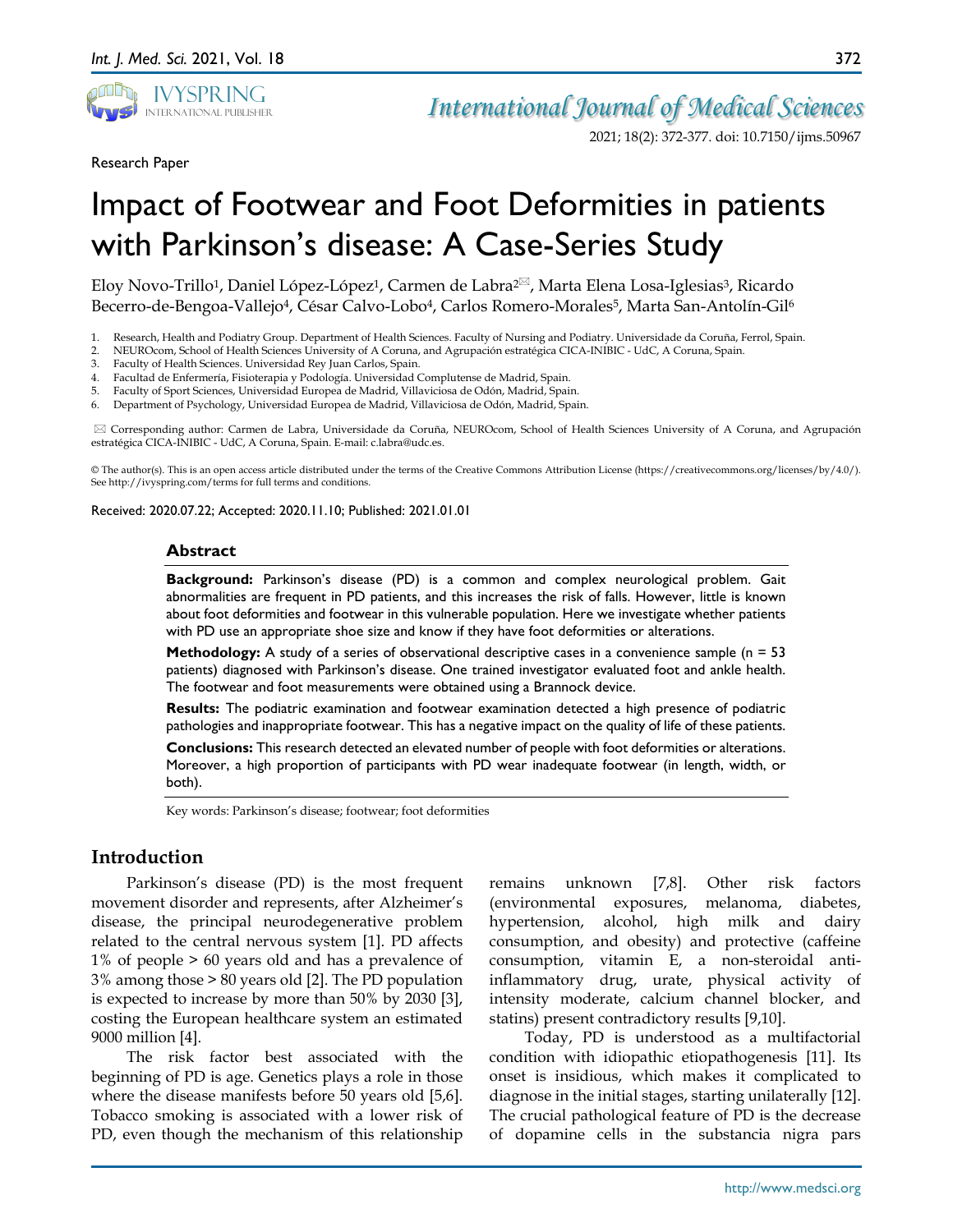Research Paper

# Impact of Footwear and Foot Deformities in patients with Parkinson's disease: A Case-Series Study

Eloy Novo-Trillo[1], Daniel López-López[1], Carmen de Labra[2]✉, Marta Elena Losa-Iglesias[3], Ricardo Becerro-de-Bengoa-Vallejo[4], César Calvo-Lobo[4], Carlos Romero-Morales[5], Marta San-Antolín-Gil[6]

1. Research, Health and Podiatry Group. Department of Health Sciences. Faculty of Nursing and Podiatry. Universidade da Coruña, Ferrol, Spain.
2. NEUROcom, School of Health Sciences University of A Coruna, and Agrupación estratégica CICA-INIBIC - UdC, A Coruna, Spain.
3. Faculty of Health Sciences. Universidad Rey Juan Carlos, Spain.
4. Facultad de Enfermería, Fisioterapia y Podología. Universidad Complutense de Madrid, Spain.
5. Faculty of Sport Sciences, Universidad Europea de Madrid, Villaviciosa de Odón, Madrid, Spain.
6. Department of Psychology, Universidad Europea de Madrid, Villaviciosa de Odón, Madrid, Spain.

✉ Corresponding author: Carmen de Labra, Universidade da Coruña, NEUROcom, School of Health Sciences University of A Coruna, and Agrupación estratégica CICA-INIBIC - UdC, A Coruna, Spain. E-mail: c.labra@udc.es.

© The author(s). This is an open access article distributed under the terms of the Creative Commons Attribution License (https://creativecommons.org/licenses/by/4.0/). See http://ivyspring.com/terms for full terms and conditions.

Received: 2020.07.22; Accepted: 2020.11.10; Published: 2021.01.01

## Abstract

**Background:** Parkinson's disease (PD) is a common and complex neurological problem. Gait abnormalities are frequent in PD patients, and this increases the risk of falls. However, little is known about foot deformities and footwear in this vulnerable population. Here we investigate whether patients with PD use an appropriate shoe size and know if they have foot deformities or alterations.

**Methodology:** A study of a series of observational descriptive cases in a convenience sample (n = 53 patients) diagnosed with Parkinson's disease. One trained investigator evaluated foot and ankle health. The footwear and foot measurements were obtained using a Brannock device.

**Results:** The podiatric examination and footwear examination detected a high presence of podiatric pathologies and inappropriate footwear. This has a negative impact on the quality of life of these patients.

**Conclusions:** This research detected an elevated number of people with foot deformities or alterations. Moreover, a high proportion of participants with PD wear inadequate footwear (in length, width, or both).

Key words: Parkinson's disease; footwear; foot deformities

## Introduction

Parkinson's disease (PD) is the most frequent movement disorder and represents, after Alzheimer's disease, the principal neurodegenerative problem related to the central nervous system [1]. PD affects 1% of people > 60 years old and has a prevalence of 3% among those > 80 years old [2]. The PD population is expected to increase by more than 50% by 2030 [3], costing the European healthcare system an estimated 9000 million [4].

The risk factor best associated with the beginning of PD is age. Genetics plays a role in those where the disease manifests before 50 years old [5,6]. Tobacco smoking is associated with a lower risk of PD, even though the mechanism of this relationship remains unknown [7,8]. Other risk factors (environmental exposures, melanoma, diabetes, hypertension, alcohol, high milk and dairy consumption, and obesity) and protective (caffeine consumption, vitamin E, a non-steroidal anti-inflammatory drug, urate, physical activity of intensity moderate, calcium channel blocker, and statins) present contradictory results [9,10].

Today, PD is understood as a multifactorial condition with idiopathic etiopathogenesis [11]. Its onset is insidious, which makes it complicated to diagnose in the initial stages, starting unilaterally [12]. The crucial pathological feature of PD is the decrease of dopamine cells in the substancia nigra pars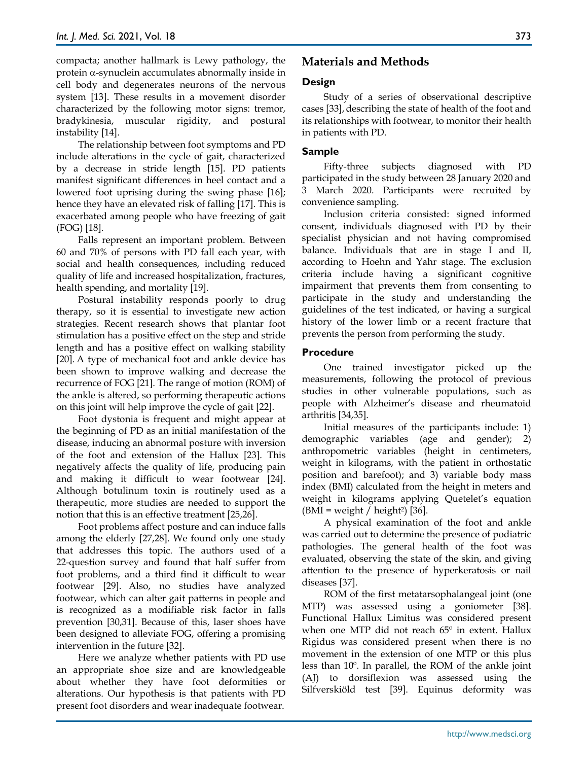compacta; another hallmark is Lewy pathology, the protein α-synuclein accumulates abnormally inside in cell body and degenerates neurons of the nervous system [13]. These results in a movement disorder characterized by the following motor signs: tremor, bradykinesia, muscular rigidity, and postural instability [14].

The relationship between foot symptoms and PD include alterations in the cycle of gait, characterized by a decrease in stride length [15]. PD patients manifest significant differences in heel contact and a lowered foot uprising during the swing phase [16]; hence they have an elevated risk of falling [17]. This is exacerbated among people who have freezing of gait (FOG) [18].

Falls represent an important problem. Between 60 and 70% of persons with PD fall each year, with social and health consequences, including reduced quality of life and increased hospitalization, fractures, health spending, and mortality [19].

Postural instability responds poorly to drug therapy, so it is essential to investigate new action strategies. Recent research shows that plantar foot stimulation has a positive effect on the step and stride length and has a positive effect on walking stability [20]. A type of mechanical foot and ankle device has been shown to improve walking and decrease the recurrence of FOG [21]. The range of motion (ROM) of the ankle is altered, so performing therapeutic actions on this joint will help improve the cycle of gait [22].

Foot dystonia is frequent and might appear at the beginning of PD as an initial manifestation of the disease, inducing an abnormal posture with inversion of the foot and extension of the Hallux [23]. This negatively affects the quality of life, producing pain and making it difficult to wear footwear [24]. Although botulinum toxin is routinely used as a therapeutic, more studies are needed to support the notion that this is an effective treatment [25,26].

Foot problems affect posture and can induce falls among the elderly [27,28]. We found only one study that addresses this topic. The authors used of a 22-question survey and found that half suffer from foot problems, and a third find it difficult to wear footwear [29]. Also, no studies have analyzed footwear, which can alter gait patterns in people and is recognized as a modifiable risk factor in falls prevention [30,31]. Because of this, laser shoes have been designed to alleviate FOG, offering a promising intervention in the future [32].

Here we analyze whether patients with PD use an appropriate shoe size and are knowledgeable about whether they have foot deformities or alterations. Our hypothesis is that patients with PD present foot disorders and wear inadequate footwear.

## Materials and Methods

### Design

Study of a series of observational descriptive cases [33], describing the state of health of the foot and its relationships with footwear, to monitor their health in patients with PD.

### Sample

Fifty-three subjects diagnosed with PD participated in the study between 28 January 2020 and 3 March 2020. Participants were recruited by convenience sampling.

Inclusion criteria consisted: signed informed consent, individuals diagnosed with PD by their specialist physician and not having compromised balance. Individuals that are in stage I and II, according to Hoehn and Yahr stage. The exclusion criteria include having a significant cognitive impairment that prevents them from consenting to participate in the study and understanding the guidelines of the test indicated, or having a surgical history of the lower limb or a recent fracture that prevents the person from performing the study.

### Procedure

One trained investigator picked up the measurements, following the protocol of previous studies in other vulnerable populations, such as people with Alzheimer's disease and rheumatoid arthritis [34,35].

Initial measures of the participants include: 1) demographic variables (age and gender); 2) anthropometric variables (height in centimeters, weight in kilograms, with the patient in orthostatic position and barefoot); and 3) variable body mass index (BMI) calculated from the height in meters and weight in kilograms applying Quetelet's equation ($BMI = weight / height^2$) [36].

A physical examination of the foot and ankle was carried out to determine the presence of podiatric pathologies. The general health of the foot was evaluated, observing the state of the skin, and giving attention to the presence of hyperkeratosis or nail diseases [37].

ROM of the first metatarsophalangeal joint (one MTP) was assessed using a goniometer [38]. Functional Hallux Limitus was considered present when one MTP did not reach 65º in extent. Hallux Rigidus was considered present when there is no movement in the extension of one MTP or this plus less than 10º. In parallel, the ROM of the ankle joint (AJ) to dorsiflexion was assessed using the Silfverskiöld test [39]. Equinus deformity was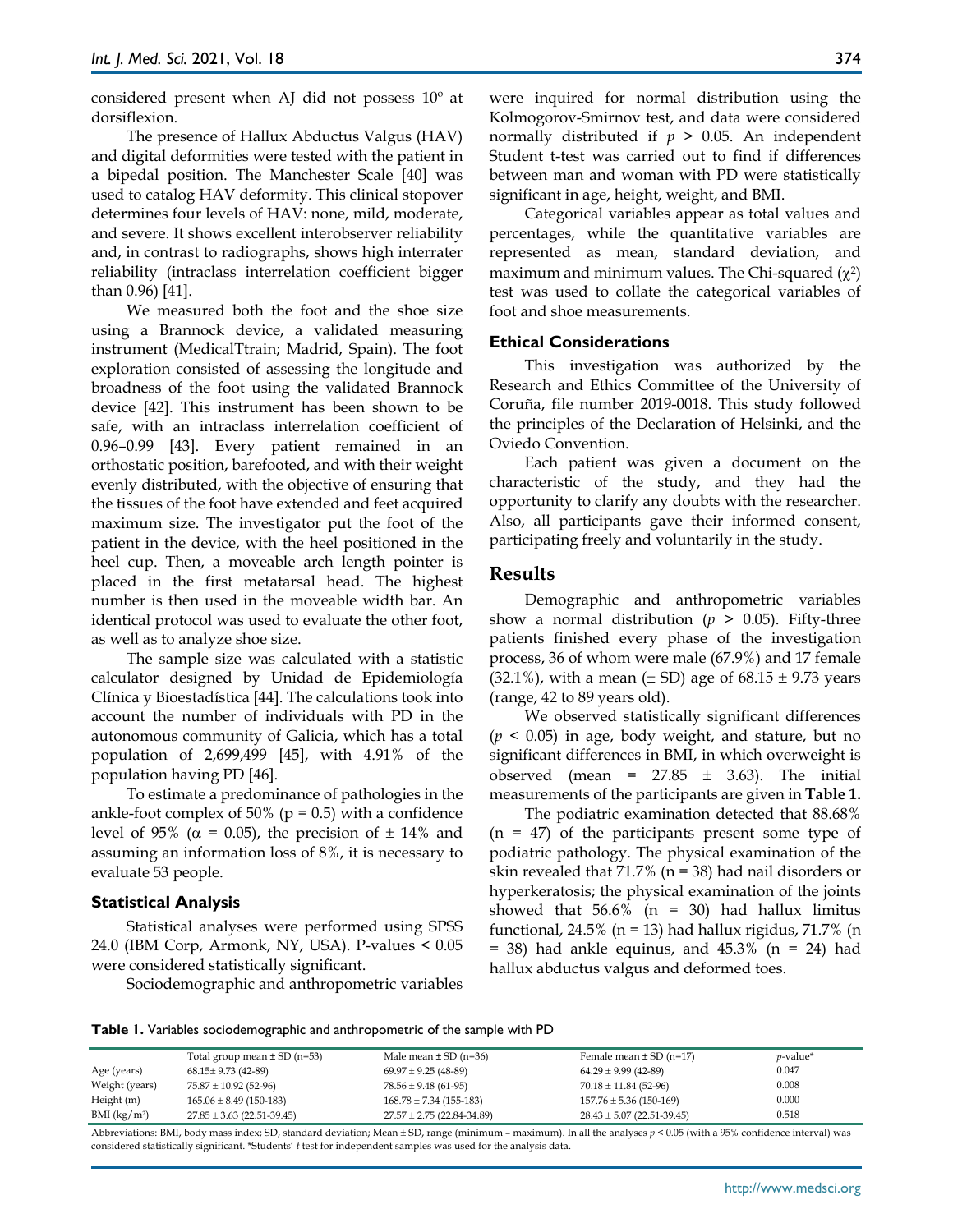considered present when AJ did not possess 10º at dorsiflexion.

The presence of Hallux Abductus Valgus (HAV) and digital deformities were tested with the patient in a bipedal position. The Manchester Scale [40] was used to catalog HAV deformity. This clinical stopover determines four levels of HAV: none, mild, moderate, and severe. It shows excellent interobserver reliability and, in contrast to radiographs, shows high interrater reliability (intraclass interrelation coefficient bigger than 0.96) [41].

We measured both the foot and the shoe size using a Brannock device, a validated measuring instrument (MedicalTtrain; Madrid, Spain). The foot exploration consisted of assessing the longitude and broadness of the foot using the validated Brannock device [42]. This instrument has been shown to be safe, with an intraclass interrelation coefficient of 0.96–0.99 [43]. Every patient remained in an orthostatic position, barefooted, and with their weight evenly distributed, with the objective of ensuring that the tissues of the foot have extended and feet acquired maximum size. The investigator put the foot of the patient in the device, with the heel positioned in the heel cup. Then, a moveable arch length pointer is placed in the first metatarsal head. The highest number is then used in the moveable width bar. An identical protocol was used to evaluate the other foot, as well as to analyze shoe size.

The sample size was calculated with a statistic calculator designed by Unidad de Epidemiología Clínica y Bioestadística [44]. The calculations took into account the number of individuals with PD in the autonomous community of Galicia, which has a total population of 2,699,499 [45], with 4.91% of the population having PD [46].

To estimate a predominance of pathologies in the ankle-foot complex of 50% (p = 0.5) with a confidence level of 95% ($\alpha$ = 0.05), the precision of ± 14% and assuming an information loss of 8%, it is necessary to evaluate 53 people.

### Statistical Analysis

Statistical analyses were performed using SPSS 24.0 (IBM Corp, Armonk, NY, USA). P-values < 0.05 were considered statistically significant.

Sociodemographic and anthropometric variables were inquired for normal distribution using the Kolmogorov-Smirnov test, and data were considered normally distributed if $p > 0.05$. An independent Student t-test was carried out to find if differences between man and woman with PD were statistically significant in age, height, weight, and BMI.

Categorical variables appear as total values and percentages, while the quantitative variables are represented as mean, standard deviation, and maximum and minimum values. The Chi-squared ($\chi^2$) test was used to collate the categorical variables of foot and shoe measurements.

### Ethical Considerations

This investigation was authorized by the Research and Ethics Committee of the University of Coruña, file number 2019-0018. This study followed the principles of the Declaration of Helsinki, and the Oviedo Convention.

Each patient was given a document on the characteristic of the study, and they had the opportunity to clarify any doubts with the researcher. Also, all participants gave their informed consent, participating freely and voluntarily in the study.

## Results

Demographic and anthropometric variables show a normal distribution ($p > 0.05$). Fifty-three patients finished every phase of the investigation process, 36 of whom were male (67.9%) and 17 female (32.1%), with a mean (± SD) age of 68.15 ± 9.73 years (range, 42 to 89 years old).

We observed statistically significant differences ($p < 0.05$) in age, body weight, and stature, but no significant differences in BMI, in which overweight is observed (mean = 27.85 ± 3.63). The initial measurements of the participants are given in **Table 1.**

The podiatric examination detected that 88.68% (n = 47) of the participants present some type of podiatric pathology. The physical examination of the skin revealed that 71.7% (n = 38) had nail disorders or hyperkeratosis; the physical examination of the joints showed that 56.6% (n = 30) had hallux limitus functional, 24.5% (n = 13) had hallux rigidus, 71.7% (n = 38) had ankle equinus, and 45.3% (n = 24) had hallux abductus valgus and deformed toes.

**Table 1.** Variables sociodemographic and anthropometric of the sample with PD

| | Total group mean ± SD (n=53) | Male mean ± SD (n=36) | Female mean ± SD (n=17) | *p*-value* |
|---|---|---|---|---|
| Age (years) | 68.15± 9.73 (42-89) | 69.97 ± 9.25 (48-89) | 64.29 ± 9.99 (42-89) | 0.047 |
| Weight (years) | 75.87 ± 10.92 (52-96) | 78.56 ± 9.48 (61-95) | 70.18 ± 11.84 (52-96) | 0.008 |
| Height (m) | 165.06 ± 8.49 (150-183) | 168.78 ± 7.34 (155-183) | 157.76 ± 5.36 (150-169) | 0.000 |
| BMI (kg/m²) | 27.85 ± 3.63 (22.51-39.45) | 27.57 ± 2.75 (22.84-39.89) | 28.43 ± 5.07 (22.51-39.45) | 0.518 |

Abbreviations: BMI, body mass index; SD, standard deviation; Mean ± SD, range (minimum – maximum). In all the analyses $p < 0.05$ (with a 95% confidence interval) was considered statistically significant. *Students' *t* test for independent samples was used for the analysis data.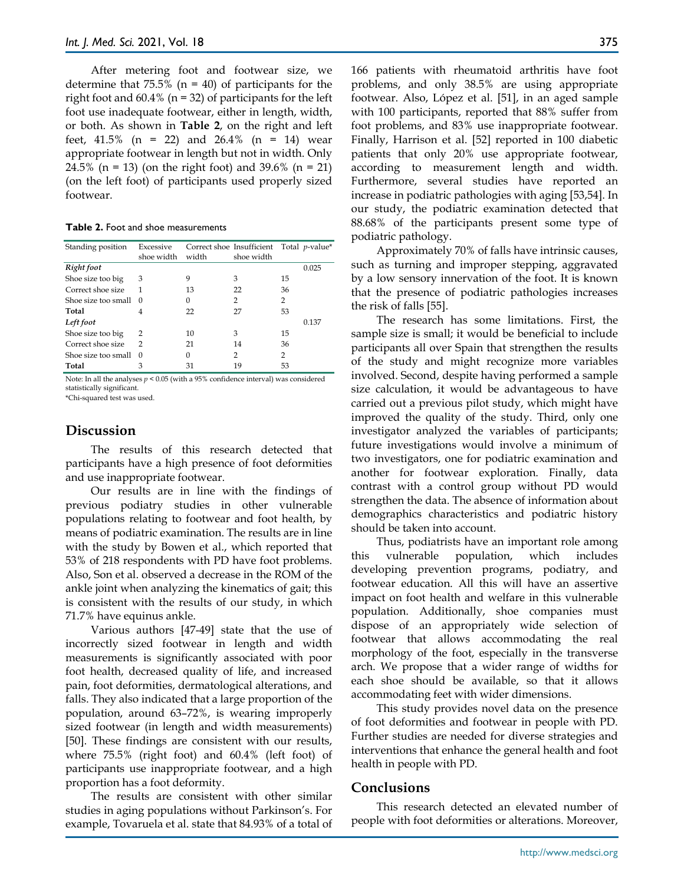After metering foot and footwear size, we determine that 75.5% (n = 40) of participants for the right foot and 60.4% (n = 32) of participants for the left foot use inadequate footwear, either in length, width, or both. As shown in **Table 2**, on the right and left feet, 41.5% (n = 22) and 26.4% (n = 14) wear appropriate footwear in length but not in width. Only 24.5% (n = 13) (on the right foot) and 39.6% (n = 21) (on the left foot) of participants used properly sized footwear.

**Table 2.** Foot and shoe measurements

| Standing position | Excessive shoe width | Correct shoe width | Insufficient shoe width | Total | *p*-value* |
|---|---|---|---|---|---|
| ***Right foot*** | | | | | 0.025 |
| Shoe size too big | 3 | 9 | 3 | 15 | |
| Correct shoe size | 1 | 13 | 22 | 36 | |
| Shoe size too small | 0 | 0 | 2 | 2 | |
| **Total** | 4 | 22 | 27 | 53 | |
| ***Left foot*** | | | | | 0.137 |
| Shoe size too big | 2 | 10 | 3 | 15 | |
| Correct shoe size | 2 | 21 | 14 | 36 | |
| Shoe size too small | 0 | 0 | 2 | 2 | |
| **Total** | 3 | 31 | 19 | 53 | |

Note: In all the analyses $p < 0.05$ (with a 95% confidence interval) was considered statistically significant.
*Chi-squared test was used.

## Discussion

The results of this research detected that participants have a high presence of foot deformities and use inappropriate footwear.

Our results are in line with the findings of previous podiatry studies in other vulnerable populations relating to footwear and foot health, by means of podiatric examination. The results are in line with the study by Bowen et al., which reported that 53% of 218 respondents with PD have foot problems. Also, Son et al. observed a decrease in the ROM of the ankle joint when analyzing the kinematics of gait; this is consistent with the results of our study, in which 71.7% have equinus ankle.

Various authors [47-49] state that the use of incorrectly sized footwear in length and width measurements is significantly associated with poor foot health, decreased quality of life, and increased pain, foot deformities, dermatological alterations, and falls. They also indicated that a large proportion of the population, around 63–72%, is wearing improperly sized footwear (in length and width measurements) [50]. These findings are consistent with our results, where 75.5% (right foot) and 60.4% (left foot) of participants use inappropriate footwear, and a high proportion has a foot deformity.

The results are consistent with other similar studies in aging populations without Parkinson's. For example, Tovaruela et al. state that 84.93% of a total of 166 patients with rheumatoid arthritis have foot problems, and only 38.5% are using appropriate footwear. Also, López et al. [51], in an aged sample with 100 participants, reported that 88% suffer from foot problems, and 83% use inappropriate footwear. Finally, Harrison et al. [52] reported in 100 diabetic patients that only 20% use appropriate footwear, according to measurement length and width. Furthermore, several studies have reported an increase in podiatric pathologies with aging [53,54]. In our study, the podiatric examination detected that 88.68% of the participants present some type of podiatric pathology.

Approximately 70% of falls have intrinsic causes, such as turning and improper stepping, aggravated by a low sensory innervation of the foot. It is known that the presence of podiatric pathologies increases the risk of falls [55].

The research has some limitations. First, the sample size is small; it would be beneficial to include participants all over Spain that strengthen the results of the study and might recognize more variables involved. Second, despite having performed a sample size calculation, it would be advantageous to have carried out a previous pilot study, which might have improved the quality of the study. Third, only one investigator analyzed the variables of participants; future investigations would involve a minimum of two investigators, one for podiatric examination and another for footwear exploration. Finally, data contrast with a control group without PD would strengthen the data. The absence of information about demographics characteristics and podiatric history should be taken into account.

Thus, podiatrists have an important role among this vulnerable population, which includes developing prevention programs, podiatry, and footwear education. All this will have an assertive impact on foot health and welfare in this vulnerable population. Additionally, shoe companies must dispose of an appropriately wide selection of footwear that allows accommodating the real morphology of the foot, especially in the transverse arch. We propose that a wider range of widths for each shoe should be available, so that it allows accommodating feet with wider dimensions.

This study provides novel data on the presence of foot deformities and footwear in people with PD. Further studies are needed for diverse strategies and interventions that enhance the general health and foot health in people with PD.

## Conclusions

This research detected an elevated number of people with foot deformities or alterations. Moreover,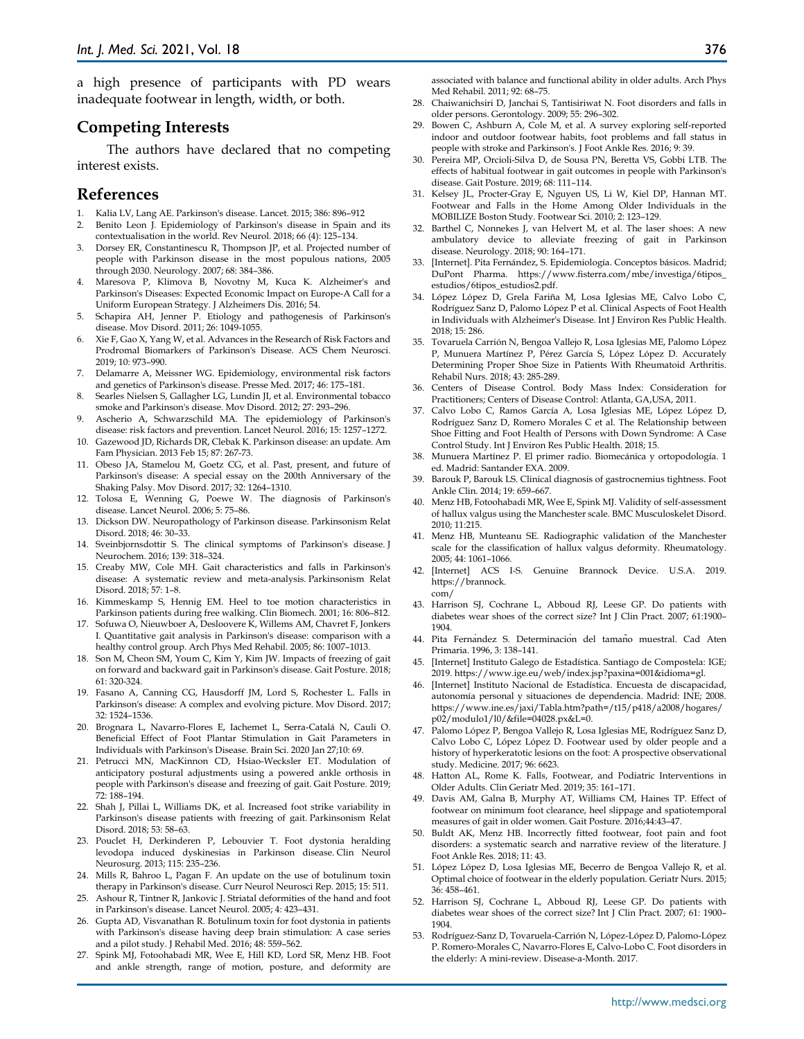a high presence of participants with PD wears inadequate footwear in length, width, or both.

## Competing Interests

The authors have declared that no competing interest exists.

## References

1. Kalia LV, Lang AE. Parkinson's disease. Lancet. 2015; 386: 896–912
2. Benito Leon J. Epidemiology of Parkinson's disease in Spain and its contextualisation in the world. Rev Neurol. 2018; 66 (4): 125–134.
3. Dorsey ER, Constantinescu R, Thompson JP, et al. Projected number of people with Parkinson disease in the most populous nations, 2005 through 2030. Neurology. 2007; 68: 384–386.
4. Maresova P, Klimova B, Novotny M, Kuca K. Alzheimer's and Parkinson's Diseases: Expected Economic Impact on Europe-A Call for a Uniform European Strategy. J Alzheimers Dis. 2016; 54.
5. Schapira AH, Jenner P. Etiology and pathogenesis of Parkinson's disease. Mov Disord. 2011; 26: 1049-1055.
6. Xie F, Gao X, Yang W, et al. Advances in the Research of Risk Factors and Prodromal Biomarkers of Parkinson's Disease. ACS Chem Neurosci. 2019; 10: 973–990.
7. Delamarre A, Meissner WG. Epidemiology, environmental risk factors and genetics of Parkinson's disease. Presse Med. 2017; 46: 175–181.
8. Searles Nielsen S, Gallagher LG, Lundin JI, et al. Environmental tobacco smoke and Parkinson's disease. Mov Disord. 2012; 27: 293–296.
9. Ascherio A, Schwarzschild MA. The epidemiology of Parkinson's disease: risk factors and prevention. Lancet Neurol. 2016; 15: 1257–1272.
10. Gazewood JD, Richards DR, Clebak K. Parkinson disease: an update. Am Fam Physician. 2013 Feb 15; 87: 267-73.
11. Obeso JA, Stamelou M, Goetz CG, et al. Past, present, and future of Parkinson's disease: A special essay on the 200th Anniversary of the Shaking Palsy. Mov Disord. 2017; 32: 1264–1310.
12. Tolosa E, Wenning G, Poewe W. The diagnosis of Parkinson's disease. Lancet Neurol. 2006; 5: 75–86.
13. Dickson DW. Neuropathology of Parkinson disease. Parkinsonism Relat Disord. 2018; 46: 30–33.
14. Sveinbjornsdottir S. The clinical symptoms of Parkinson's disease. J Neurochem. 2016; 139: 318–324.
15. Creaby MW, Cole MH. Gait characteristics and falls in Parkinson's disease: A systematic review and meta-analysis. Parkinsonism Relat Disord. 2018; 57: 1–8.
16. Kimmeskamp S, Hennig EM. Heel to toe motion characteristics in Parkinson patients during free walking. Clin Biomech. 2001; 16: 806–812.
17. Sofuwa O, Nieuwboer A, Desloovere K, Willems AM, Chavret F, Jonkers I. Quantitative gait analysis in Parkinson's disease: comparison with a healthy control group. Arch Phys Med Rehabil. 2005; 86: 1007–1013.
18. Son M, Cheon SM, Youm C, Kim Y, Kim JW. Impacts of freezing of gait on forward and backward gait in Parkinson's disease. Gait Posture. 2018; 61: 320-324.
19. Fasano A, Canning CG, Hausdorff JM, Lord S, Rochester L. Falls in Parkinson's disease: A complex and evolving picture. Mov Disord. 2017; 32: 1524–1536.
20. Brognara L, Navarro-Flores E, Iachemet L, Serra-Catalá N, Cauli O. Beneficial Effect of Foot Plantar Stimulation in Gait Parameters in Individuals with Parkinson's Disease. Brain Sci. 2020 Jan 27;10: 69.
21. Petrucci MN, MacKinnon CD, Hsiao-Wecksler ET. Modulation of anticipatory postural adjustments using a powered ankle orthosis in people with Parkinson's disease and freezing of gait. Gait Posture. 2019; 72: 188–194.
22. Shah J, Pillai L, Williams DK, et al. Increased foot strike variability in Parkinson's disease patients with freezing of gait. Parkinsonism Relat Disord. 2018; 53: 58–63.
23. Pouclet H, Derkinderen P, Lebouvier T. Foot dystonia heralding levodopa induced dyskinesias in Parkinson disease. Clin Neurol Neurosurg. 2013; 115: 235–236.
24. Mills R, Bahroo L, Pagan F. An update on the use of botulinum toxin therapy in Parkinson's disease. Curr Neurol Neurosci Rep. 2015; 15: 511.
25. Ashour R, Tintner R, Jankovic J. Striatal deformities of the hand and foot in Parkinson's disease. Lancet Neurol. 2005; 4: 423–431.
26. Gupta AD, Visvanathan R. Botulinum toxin for foot dystonia in patients with Parkinson's disease having deep brain stimulation: A case series and a pilot study. J Rehabil Med. 2016; 48: 559–562.
27. Spink MJ, Fotoohabadi MR, Wee E, Hill KD, Lord SR, Menz HB. Foot and ankle strength, range of motion, posture, and deformity are associated with balance and functional ability in older adults. Arch Phys Med Rehabil. 2011; 92: 68–75.
28. Chaiwanichsiri D, Janchai S, Tantisiriwat N. Foot disorders and falls in older persons. Gerontology. 2009; 55: 296–302.
29. Bowen C, Ashburn A, Cole M, et al. A survey exploring self-reported indoor and outdoor footwear habits, foot problems and fall status in people with stroke and Parkinson's. J Foot Ankle Res. 2016; 9: 39.
30. Pereira MP, Orcioli-Silva D, de Sousa PN, Beretta VS, Gobbi LTB. The effects of habitual footwear in gait outcomes in people with Parkinson's disease. Gait Posture. 2019; 68: 111–114.
31. Kelsey JL, Procter-Gray E, Nguyen US, Li W, Kiel DP, Hannan MT. Footwear and Falls in the Home Among Older Individuals in the MOBILIZE Boston Study. Footwear Sci. 2010; 2: 123–129.
32. Barthel C, Nonnekes J, van Helvert M, et al. The laser shoes: A new ambulatory device to alleviate freezing of gait in Parkinson disease. Neurology. 2018; 90: 164–171.
33. [Internet]. Pita Fernández, S. Epidemiología. Conceptos básicos. Madrid; DuPont Pharma. https://www.fisterra.com/mbe/investiga/6tipos_estudios/6tipos_estudios2.pdf.
34. López López D, Grela Fariña M, Losa Iglesias ME, Calvo Lobo C, Rodríguez Sanz D, Palomo López P et al. Clinical Aspects of Foot Health in Individuals with Alzheimer's Disease. Int J Environ Res Public Health. 2018; 15: 286.
35. Tovaruela Carrión N, Bengoa Vallejo R, Losa Iglesias ME, Palomo López P, Munuera Martínez P, Pérez García S, López López D. Accurately Determining Proper Shoe Size in Patients With Rheumatoid Arthritis. Rehabil Nurs. 2018; 43: 285-289.
36. Centers of Disease Control. Body Mass Index: Consideration for Practitioners; Centers of Disease Control: Atlanta, GA,USA, 2011.
37. Calvo Lobo C, Ramos García A, Losa Iglesias ME, López López D, Rodríguez Sanz D, Romero Morales C et al. The Relationship between Shoe Fitting and Foot Health of Persons with Down Syndrome: A Case Control Study. Int J Environ Res Public Health. 2018; 15.
38. Munuera Martínez P. El primer radio. Biomecánica y ortopodología. 1 ed. Madrid: Santander EXA. 2009.
39. Barouk P, Barouk LS. Clinical diagnosis of gastrocnemius tightness. Foot Ankle Clin. 2014; 19: 659–667.
40. Menz HB, Fotoohabadi MR, Wee E, Spink MJ. Validity of self-assessment of hallux valgus using the Manchester scale. BMC Musculoskelet Disord. 2010; 11:215.
41. Menz HB, Munteanu SE. Radiographic validation of the Manchester scale for the classification of hallux valgus deformity. Rheumatology. 2005; 44: 1061–1066.
42. [Internet] ACS I-S. Genuine Brannock Device. U.S.A. 2019. https://brannock.com/
43. Harrison SJ, Cochrane L, Abboud RJ, Leese GP. Do patients with diabetes wear shoes of the correct size? Int J Clin Pract. 2007; 61:1900–1904.
44. Pita Fernández S. Determinación del tamaño muestral. Cad Aten Primaria. 1996, 3: 138–141.
45. [Internet] Instituto Galego de Estadística. Santiago de Compostela: IGE; 2019. https://www.ige.eu/web/index.jsp?paxina=001&idioma=gl.
46. [Internet] Instituto Nacional de Estadística. Encuesta de discapacidad, autonomía personal y situaciones de dependencia. Madrid: INE; 2008. https://www.ine.es/jaxi/Tabla.htm?path=/t15/p418/a2008/hogares/p02/modulo1/l0/&file=04028.px&L=0.
47. Palomo López P, Bengoa Vallejo R, Losa Iglesias ME, Rodríguez Sanz D, Calvo Lobo C, López López D. Footwear used by older people and a history of hyperkeratotic lesions on the foot: A prospective observational study. Medicine. 2017; 96: 6623.
48. Hatton AL, Rome K. Falls, Footwear, and Podiatric Interventions in Older Adults. Clin Geriatr Med. 2019; 35: 161–171.
49. Davis AM, Galna B, Murphy AT, Williams CM, Haines TP. Effect of footwear on minimum foot clearance, heel slippage and spatiotemporal measures of gait in older women. Gait Posture. 2016;44:43–47.
50. Buldt AK, Menz HB. Incorrectly fitted footwear, foot pain and foot disorders: a systematic search and narrative review of the literature. J Foot Ankle Res. 2018; 11: 43.
51. López López D, Losa Iglesias ME, Becerro de Bengoa Vallejo R, et al. Optimal choice of footwear in the elderly population. Geriatr Nurs. 2015; 36: 458–461.
52. Harrison SJ, Cochrane L, Abboud RJ, Leese GP. Do patients with diabetes wear shoes of the correct size? Int J Clin Pract. 2007; 61: 1900–1904.
53. Rodríguez-Sanz D, Tovaruela-Carrión N, López-López D, Palomo-López P. Romero-Morales C, Navarro-Flores E, Calvo-Lobo C. Foot disorders in the elderly: A mini-review. Disease-a-Month. 2017.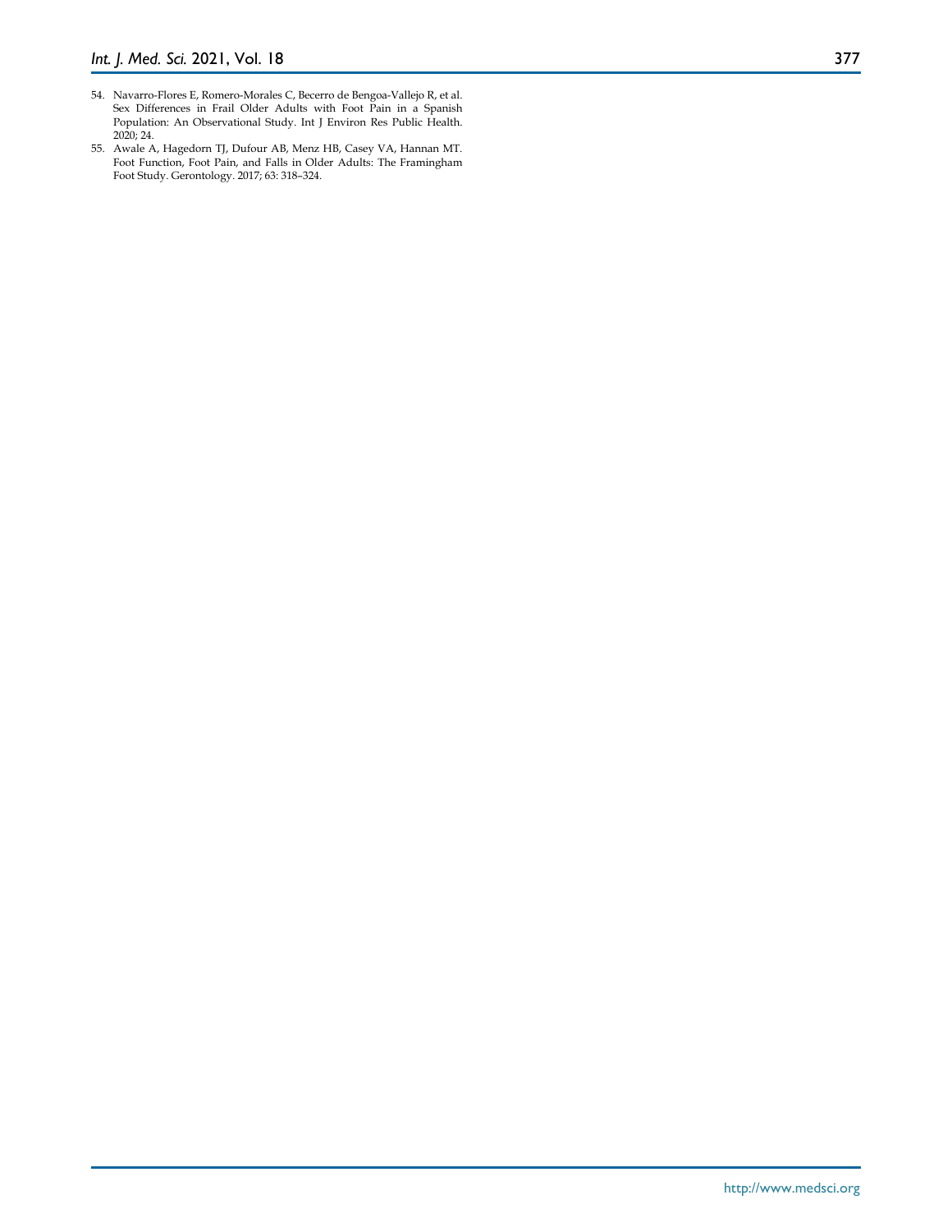54. Navarro-Flores E, Romero-Morales C, Becerro de Bengoa-Vallejo R, et al. Sex Differences in Frail Older Adults with Foot Pain in a Spanish Population: An Observational Study. Int J Environ Res Public Health. 2020; 24.
55. Awale A, Hagedorn TJ, Dufour AB, Menz HB, Casey VA, Hannan MT. Foot Function, Foot Pain, and Falls in Older Adults: The Framingham Foot Study. Gerontology. 2017; 63: 318–324.